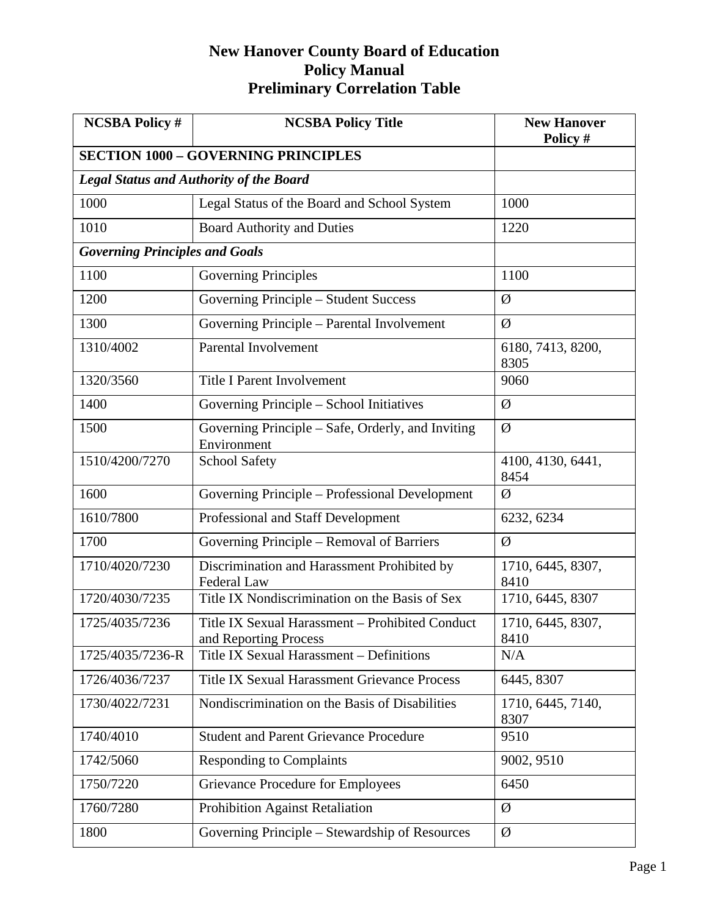# New Hanover County Board of Education
## Policy Manual
## Preliminary Correlation Table

| NCSBA Policy # | NCSBA Policy Title | New Hanover Policy # |
|---|---|---|
| **SECTION 1000 – GOVERNING PRINCIPLES** | | |
| ***Legal Status and Authority of the Board*** | | |
| 1000 | Legal Status of the Board and School System | 1000 |
| 1010 | Board Authority and Duties | 1220 |
| ***Governing Principles and Goals*** | | |
| 1100 | Governing Principles | 1100 |
| 1200 | Governing Principle – Student Success | Ø |
| 1300 | Governing Principle – Parental Involvement | Ø |
| 1310/4002 | Parental Involvement | 6180, 7413, 8200, 8305 |
| 1320/3560 | Title I Parent Involvement | 9060 |
| 1400 | Governing Principle – School Initiatives | Ø |
| 1500 | Governing Principle – Safe, Orderly, and Inviting Environment | Ø |
| 1510/4200/7270 | School Safety | 4100, 4130, 6441, 8454 |
| 1600 | Governing Principle – Professional Development | Ø |
| 1610/7800 | Professional and Staff Development | 6232, 6234 |
| 1700 | Governing Principle – Removal of Barriers | Ø |
| 1710/4020/7230 | Discrimination and Harassment Prohibited by Federal Law | 1710, 6445, 8307, 8410 |
| 1720/4030/7235 | Title IX Nondiscrimination on the Basis of Sex | 1710, 6445, 8307 |
| 1725/4035/7236 | Title IX Sexual Harassment – Prohibited Conduct and Reporting Process | 1710, 6445, 8307, 8410 |
| 1725/4035/7236-R | Title IX Sexual Harassment – Definitions | N/A |
| 1726/4036/7237 | Title IX Sexual Harassment Grievance Process | 6445, 8307 |
| 1730/4022/7231 | Nondiscrimination on the Basis of Disabilities | 1710, 6445, 7140, 8307 |
| 1740/4010 | Student and Parent Grievance Procedure | 9510 |
| 1742/5060 | Responding to Complaints | 9002, 9510 |
| 1750/7220 | Grievance Procedure for Employees | 6450 |
| 1760/7280 | Prohibition Against Retaliation | Ø |
| 1800 | Governing Principle – Stewardship of Resources | Ø |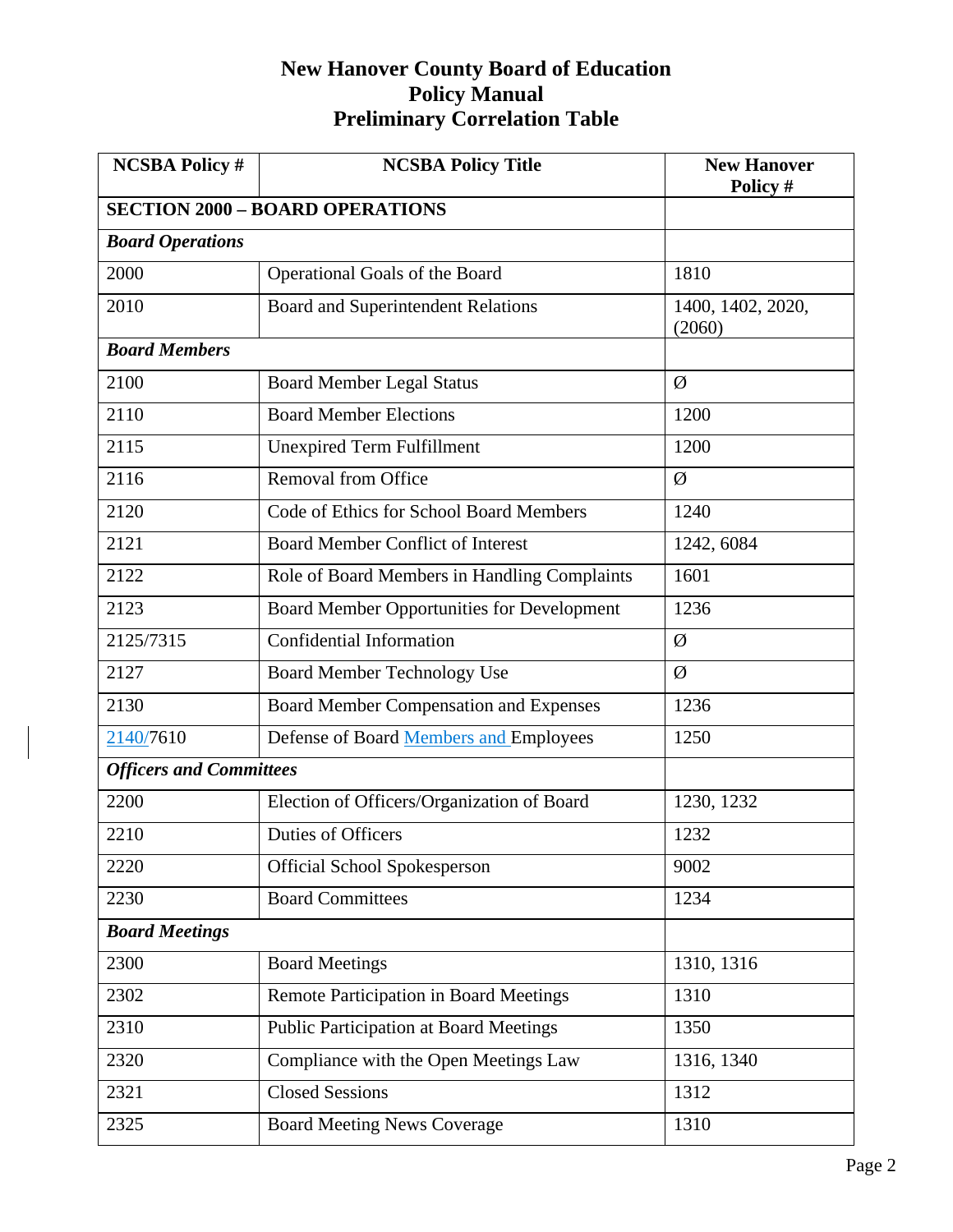# New Hanover County Board of Education
## Policy Manual
## Preliminary Correlation Table

| NCSBA Policy # | NCSBA Policy Title | New Hanover Policy # |
|---|---|---|
| **SECTION 2000 – BOARD OPERATIONS** | | |
| ***Board Operations*** | | |
| 2000 | Operational Goals of the Board | 1810 |
| 2010 | Board and Superintendent Relations | 1400, 1402, 2020, (2060) |
| ***Board Members*** | | |
| 2100 | Board Member Legal Status | Ø |
| 2110 | Board Member Elections | 1200 |
| 2115 | Unexpired Term Fulfillment | 1200 |
| 2116 | Removal from Office | Ø |
| 2120 | Code of Ethics for School Board Members | 1240 |
| 2121 | Board Member Conflict of Interest | 1242, 6084 |
| 2122 | Role of Board Members in Handling Complaints | 1601 |
| 2123 | Board Member Opportunities for Development | 1236 |
| 2125/7315 | Confidential Information | Ø |
| 2127 | Board Member Technology Use | Ø |
| 2130 | Board Member Compensation and Expenses | 1236 |
| 2140/7610 | Defense of Board Members and Employees | 1250 |
| ***Officers and Committees*** | | |
| 2200 | Election of Officers/Organization of Board | 1230, 1232 |
| 2210 | Duties of Officers | 1232 |
| 2220 | Official School Spokesperson | 9002 |
| 2230 | Board Committees | 1234 |
| ***Board Meetings*** | | |
| 2300 | Board Meetings | 1310, 1316 |
| 2302 | Remote Participation in Board Meetings | 1310 |
| 2310 | Public Participation at Board Meetings | 1350 |
| 2320 | Compliance with the Open Meetings Law | 1316, 1340 |
| 2321 | Closed Sessions | 1312 |
| 2325 | Board Meeting News Coverage | 1310 |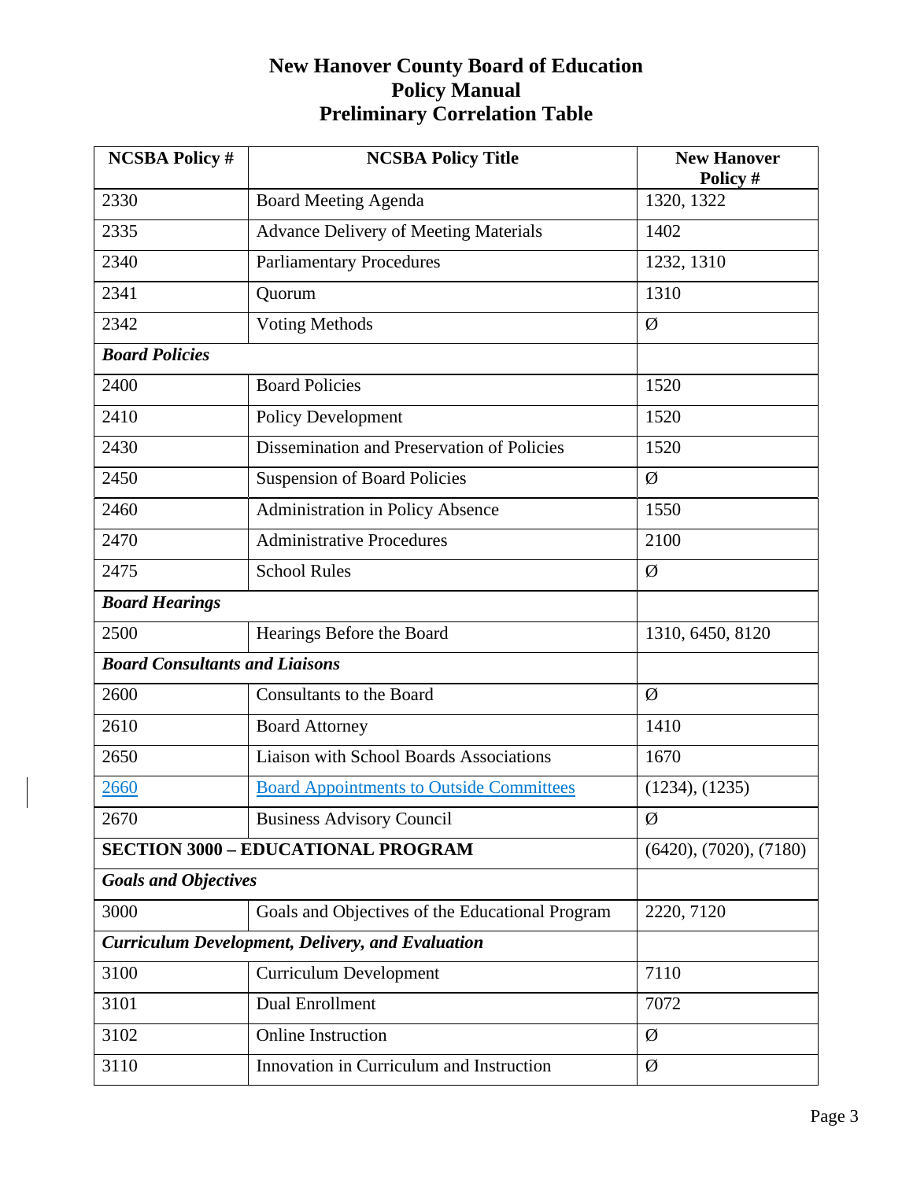# New Hanover County Board of Education
## Policy Manual
## Preliminary Correlation Table

| NCSBA Policy # | NCSBA Policy Title | New Hanover Policy # |
|---|---|---|
| 2330 | Board Meeting Agenda | 1320, 1322 |
| 2335 | Advance Delivery of Meeting Materials | 1402 |
| 2340 | Parliamentary Procedures | 1232, 1310 |
| 2341 | Quorum | 1310 |
| 2342 | Voting Methods | Ø |
| ***Board Policies*** | | |
| 2400 | Board Policies | 1520 |
| 2410 | Policy Development | 1520 |
| 2430 | Dissemination and Preservation of Policies | 1520 |
| 2450 | Suspension of Board Policies | Ø |
| 2460 | Administration in Policy Absence | 1550 |
| 2470 | Administrative Procedures | 2100 |
| 2475 | School Rules | Ø |
| ***Board Hearings*** | | |
| 2500 | Hearings Before the Board | 1310, 6450, 8120 |
| ***Board Consultants and Liaisons*** | | |
| 2600 | Consultants to the Board | Ø |
| 2610 | Board Attorney | 1410 |
| 2650 | Liaison with School Boards Associations | 1670 |
| 2660 | Board Appointments to Outside Committees | (1234), (1235) |
| 2670 | Business Advisory Council | Ø |
| **SECTION 3000 – EDUCATIONAL PROGRAM** | | (6420), (7020), (7180) |
| ***Goals and Objectives*** | | |
| 3000 | Goals and Objectives of the Educational Program | 2220, 7120 |
| ***Curriculum Development, Delivery, and Evaluation*** | | |
| 3100 | Curriculum Development | 7110 |
| 3101 | Dual Enrollment | 7072 |
| 3102 | Online Instruction | Ø |
| 3110 | Innovation in Curriculum and Instruction | Ø |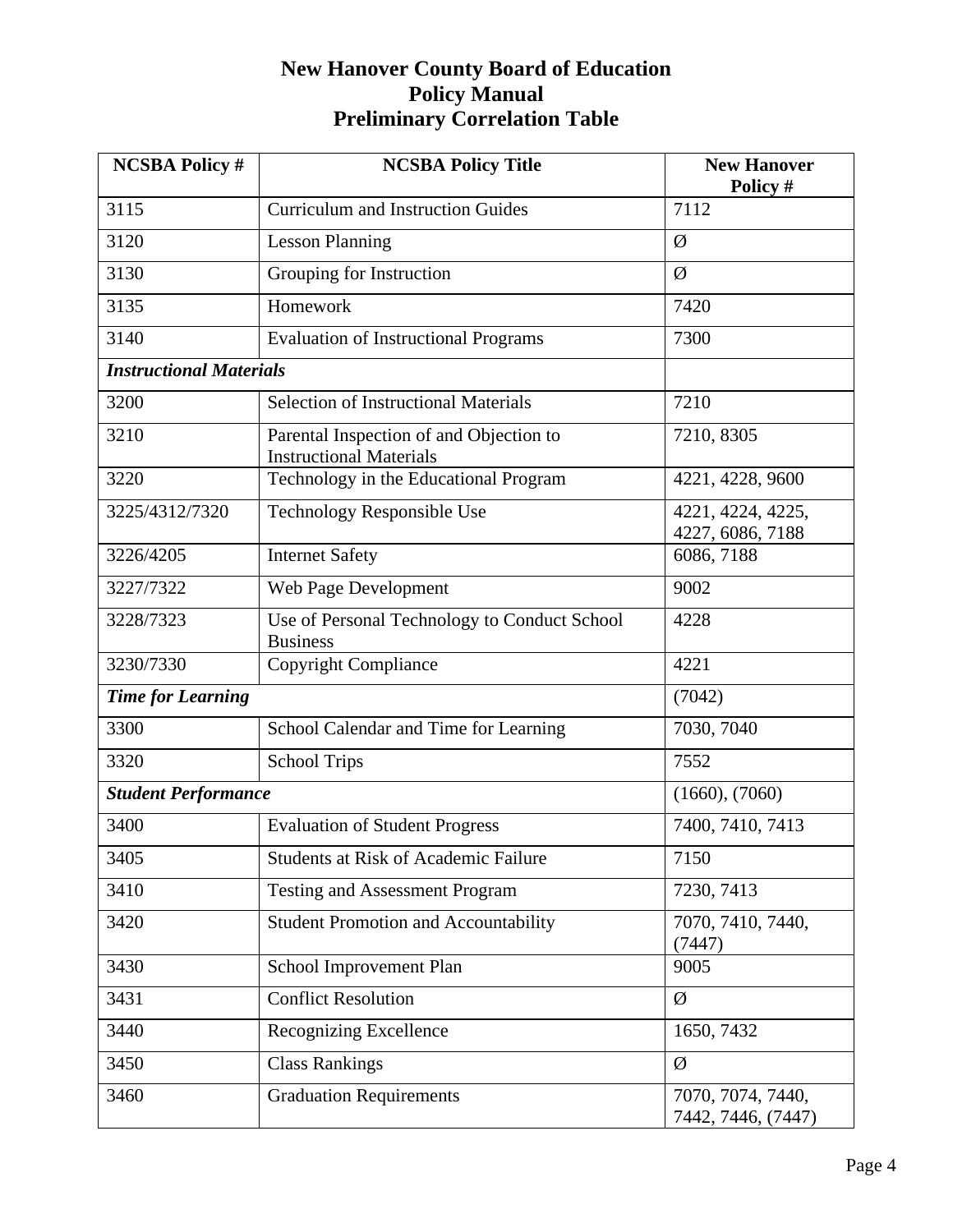# New Hanover County Board of Education
## Policy Manual
## Preliminary Correlation Table

| NCSBA Policy # | NCSBA Policy Title | New Hanover Policy # |
|---|---|---|
| 3115 | Curriculum and Instruction Guides | 7112 |
| 3120 | Lesson Planning | Ø |
| 3130 | Grouping for Instruction | Ø |
| 3135 | Homework | 7420 |
| 3140 | Evaluation of Instructional Programs | 7300 |
| ***Instructional Materials*** | | |
| 3200 | Selection of Instructional Materials | 7210 |
| 3210 | Parental Inspection of and Objection to Instructional Materials | 7210, 8305 |
| 3220 | Technology in the Educational Program | 4221, 4228, 9600 |
| 3225/4312/7320 | Technology Responsible Use | 4221, 4224, 4225, 4227, 6086, 7188 |
| 3226/4205 | Internet Safety | 6086, 7188 |
| 3227/7322 | Web Page Development | 9002 |
| 3228/7323 | Use of Personal Technology to Conduct School Business | 4228 |
| 3230/7330 | Copyright Compliance | 4221 |
| ***Time for Learning*** | | (7042) |
| 3300 | School Calendar and Time for Learning | 7030, 7040 |
| 3320 | School Trips | 7552 |
| ***Student Performance*** | | (1660), (7060) |
| 3400 | Evaluation of Student Progress | 7400, 7410, 7413 |
| 3405 | Students at Risk of Academic Failure | 7150 |
| 3410 | Testing and Assessment Program | 7230, 7413 |
| 3420 | Student Promotion and Accountability | 7070, 7410, 7440, (7447) |
| 3430 | School Improvement Plan | 9005 |
| 3431 | Conflict Resolution | Ø |
| 3440 | Recognizing Excellence | 1650, 7432 |
| 3450 | Class Rankings | Ø |
| 3460 | Graduation Requirements | 7070, 7074, 7440, 7442, 7446, (7447) |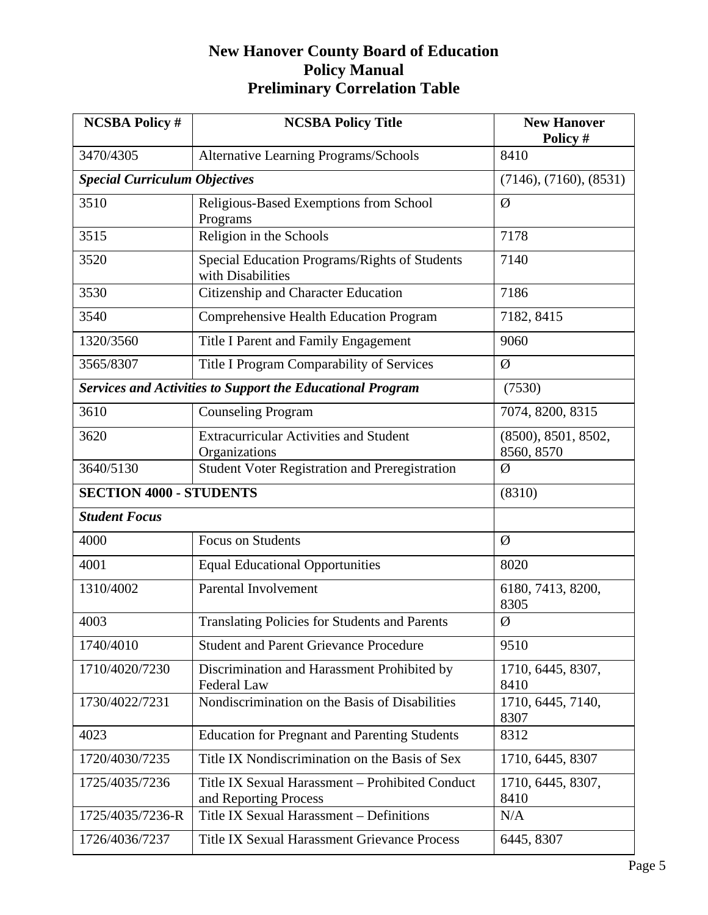# New Hanover County Board of Education
# Policy Manual
# Preliminary Correlation Table

| NCSBA Policy # | NCSBA Policy Title | New Hanover Policy # |
|---|---|---|
| 3470/4305 | Alternative Learning Programs/Schools | 8410 |
| ***Special Curriculum Objectives*** | | (7146), (7160), (8531) |
| 3510 | Religious-Based Exemptions from School Programs | Ø |
| 3515 | Religion in the Schools | 7178 |
| 3520 | Special Education Programs/Rights of Students with Disabilities | 7140 |
| 3530 | Citizenship and Character Education | 7186 |
| 3540 | Comprehensive Health Education Program | 7182, 8415 |
| 1320/3560 | Title I Parent and Family Engagement | 9060 |
| 3565/8307 | Title I Program Comparability of Services | Ø |
| ***Services and Activities to Support the Educational Program*** | | (7530) |
| 3610 | Counseling Program | 7074, 8200, 8315 |
| 3620 | Extracurricular Activities and Student Organizations | (8500), 8501, 8502, 8560, 8570 |
| 3640/5130 | Student Voter Registration and Preregistration | Ø |
| **SECTION 4000 - STUDENTS** | | (8310) |
| ***Student Focus*** | | |
| 4000 | Focus on Students | Ø |
| 4001 | Equal Educational Opportunities | 8020 |
| 1310/4002 | Parental Involvement | 6180, 7413, 8200, 8305 |
| 4003 | Translating Policies for Students and Parents | Ø |
| 1740/4010 | Student and Parent Grievance Procedure | 9510 |
| 1710/4020/7230 | Discrimination and Harassment Prohibited by Federal Law | 1710, 6445, 8307, 8410 |
| 1730/4022/7231 | Nondiscrimination on the Basis of Disabilities | 1710, 6445, 7140, 8307 |
| 4023 | Education for Pregnant and Parenting Students | 8312 |
| 1720/4030/7235 | Title IX Nondiscrimination on the Basis of Sex | 1710, 6445, 8307 |
| 1725/4035/7236 | Title IX Sexual Harassment – Prohibited Conduct and Reporting Process | 1710, 6445, 8307, 8410 |
| 1725/4035/7236-R | Title IX Sexual Harassment – Definitions | N/A |
| 1726/4036/7237 | Title IX Sexual Harassment Grievance Process | 6445, 8307 |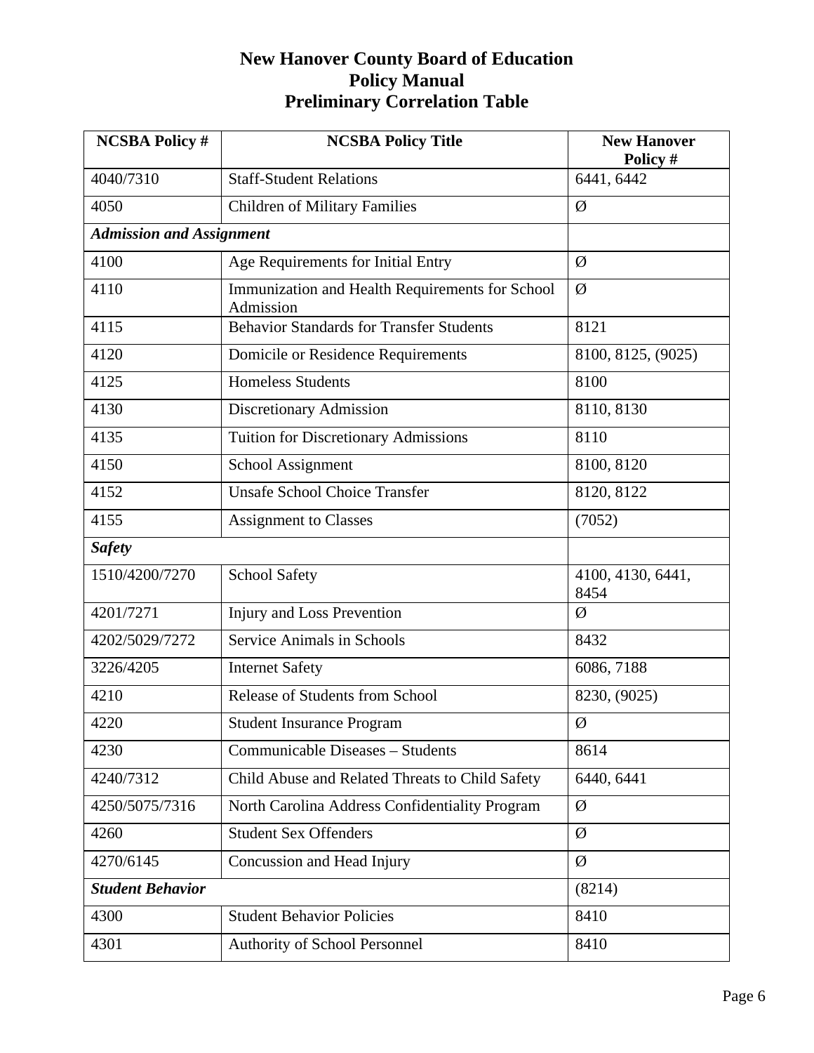# New Hanover County Board of Education
## Policy Manual
## Preliminary Correlation Table

| NCSBA Policy # | NCSBA Policy Title | New Hanover Policy # |
|---|---|---|
| 4040/7310 | Staff-Student Relations | 6441, 6442 |
| 4050 | Children of Military Families | Ø |
| ***Admission and Assignment*** | | |
| 4100 | Age Requirements for Initial Entry | Ø |
| 4110 | Immunization and Health Requirements for School Admission | Ø |
| 4115 | Behavior Standards for Transfer Students | 8121 |
| 4120 | Domicile or Residence Requirements | 8100, 8125, (9025) |
| 4125 | Homeless Students | 8100 |
| 4130 | Discretionary Admission | 8110, 8130 |
| 4135 | Tuition for Discretionary Admissions | 8110 |
| 4150 | School Assignment | 8100, 8120 |
| 4152 | Unsafe School Choice Transfer | 8120, 8122 |
| 4155 | Assignment to Classes | (7052) |
| ***Safety*** | | |
| 1510/4200/7270 | School Safety | 4100, 4130, 6441, 8454 |
| 4201/7271 | Injury and Loss Prevention | Ø |
| 4202/5029/7272 | Service Animals in Schools | 8432 |
| 3226/4205 | Internet Safety | 6086, 7188 |
| 4210 | Release of Students from School | 8230, (9025) |
| 4220 | Student Insurance Program | Ø |
| 4230 | Communicable Diseases – Students | 8614 |
| 4240/7312 | Child Abuse and Related Threats to Child Safety | 6440, 6441 |
| 4250/5075/7316 | North Carolina Address Confidentiality Program | Ø |
| 4260 | Student Sex Offenders | Ø |
| 4270/6145 | Concussion and Head Injury | Ø |
| ***Student Behavior*** | | (8214) |
| 4300 | Student Behavior Policies | 8410 |
| 4301 | Authority of School Personnel | 8410 |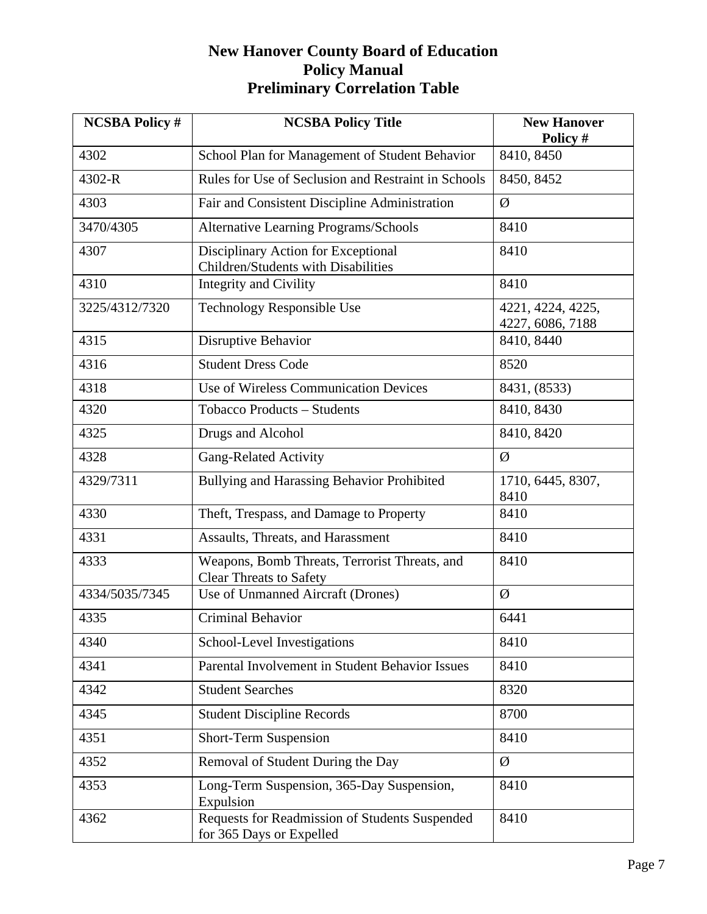# New Hanover County Board of Education
## Policy Manual
## Preliminary Correlation Table

| NCSBA Policy # | NCSBA Policy Title | New Hanover Policy # |
|---|---|---|
| 4302 | School Plan for Management of Student Behavior | 8410, 8450 |
| 4302-R | Rules for Use of Seclusion and Restraint in Schools | 8450, 8452 |
| 4303 | Fair and Consistent Discipline Administration | Ø |
| 3470/4305 | Alternative Learning Programs/Schools | 8410 |
| 4307 | Disciplinary Action for Exceptional Children/Students with Disabilities | 8410 |
| 4310 | Integrity and Civility | 8410 |
| 3225/4312/7320 | Technology Responsible Use | 4221, 4224, 4225, 4227, 6086, 7188 |
| 4315 | Disruptive Behavior | 8410, 8440 |
| 4316 | Student Dress Code | 8520 |
| 4318 | Use of Wireless Communication Devices | 8431, (8533) |
| 4320 | Tobacco Products – Students | 8410, 8430 |
| 4325 | Drugs and Alcohol | 8410, 8420 |
| 4328 | Gang-Related Activity | Ø |
| 4329/7311 | Bullying and Harassing Behavior Prohibited | 1710, 6445, 8307, 8410 |
| 4330 | Theft, Trespass, and Damage to Property | 8410 |
| 4331 | Assaults, Threats, and Harassment | 8410 |
| 4333 | Weapons, Bomb Threats, Terrorist Threats, and Clear Threats to Safety | 8410 |
| 4334/5035/7345 | Use of Unmanned Aircraft (Drones) | Ø |
| 4335 | Criminal Behavior | 6441 |
| 4340 | School-Level Investigations | 8410 |
| 4341 | Parental Involvement in Student Behavior Issues | 8410 |
| 4342 | Student Searches | 8320 |
| 4345 | Student Discipline Records | 8700 |
| 4351 | Short-Term Suspension | 8410 |
| 4352 | Removal of Student During the Day | Ø |
| 4353 | Long-Term Suspension, 365-Day Suspension, Expulsion | 8410 |
| 4362 | Requests for Readmission of Students Suspended for 365 Days or Expelled | 8410 |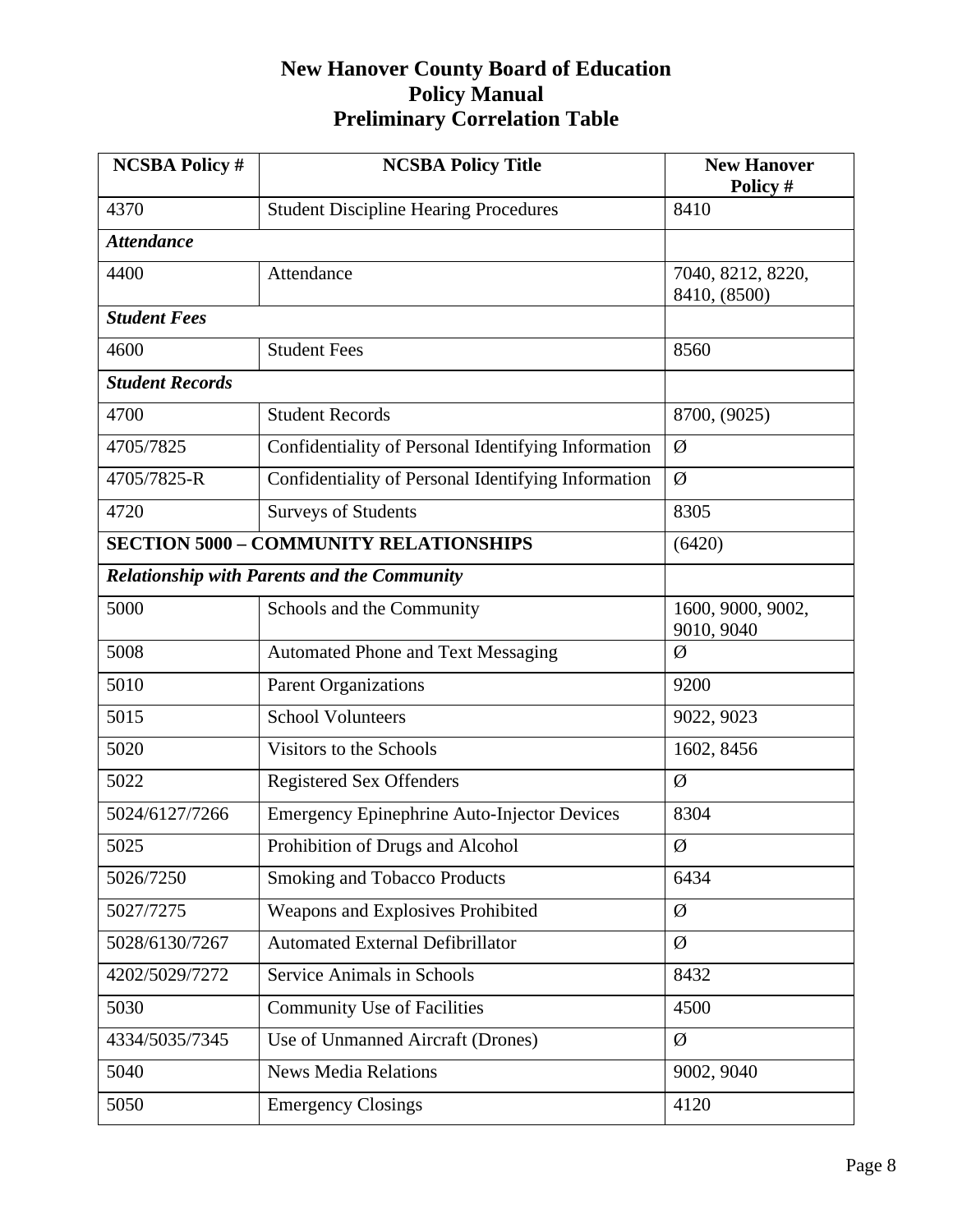# New Hanover County Board of Education
## Policy Manual
## Preliminary Correlation Table

| NCSBA Policy # | NCSBA Policy Title | New Hanover Policy # |
|---|---|---|
| 4370 | Student Discipline Hearing Procedures | 8410 |
| ***Attendance*** | | |
| 4400 | Attendance | 7040, 8212, 8220, 8410, (8500) |
| ***Student Fees*** | | |
| 4600 | Student Fees | 8560 |
| ***Student Records*** | | |
| 4700 | Student Records | 8700, (9025) |
| 4705/7825 | Confidentiality of Personal Identifying Information | Ø |
| 4705/7825-R | Confidentiality of Personal Identifying Information | Ø |
| 4720 | Surveys of Students | 8305 |
| **SECTION 5000 – COMMUNITY RELATIONSHIPS** | | (6420) |
| ***Relationship with Parents and the Community*** | | |
| 5000 | Schools and the Community | 1600, 9000, 9002, 9010, 9040 |
| 5008 | Automated Phone and Text Messaging | Ø |
| 5010 | Parent Organizations | 9200 |
| 5015 | School Volunteers | 9022, 9023 |
| 5020 | Visitors to the Schools | 1602, 8456 |
| 5022 | Registered Sex Offenders | Ø |
| 5024/6127/7266 | Emergency Epinephrine Auto-Injector Devices | 8304 |
| 5025 | Prohibition of Drugs and Alcohol | Ø |
| 5026/7250 | Smoking and Tobacco Products | 6434 |
| 5027/7275 | Weapons and Explosives Prohibited | Ø |
| 5028/6130/7267 | Automated External Defibrillator | Ø |
| 4202/5029/7272 | Service Animals in Schools | 8432 |
| 5030 | Community Use of Facilities | 4500 |
| 4334/5035/7345 | Use of Unmanned Aircraft (Drones) | Ø |
| 5040 | News Media Relations | 9002, 9040 |
| 5050 | Emergency Closings | 4120 |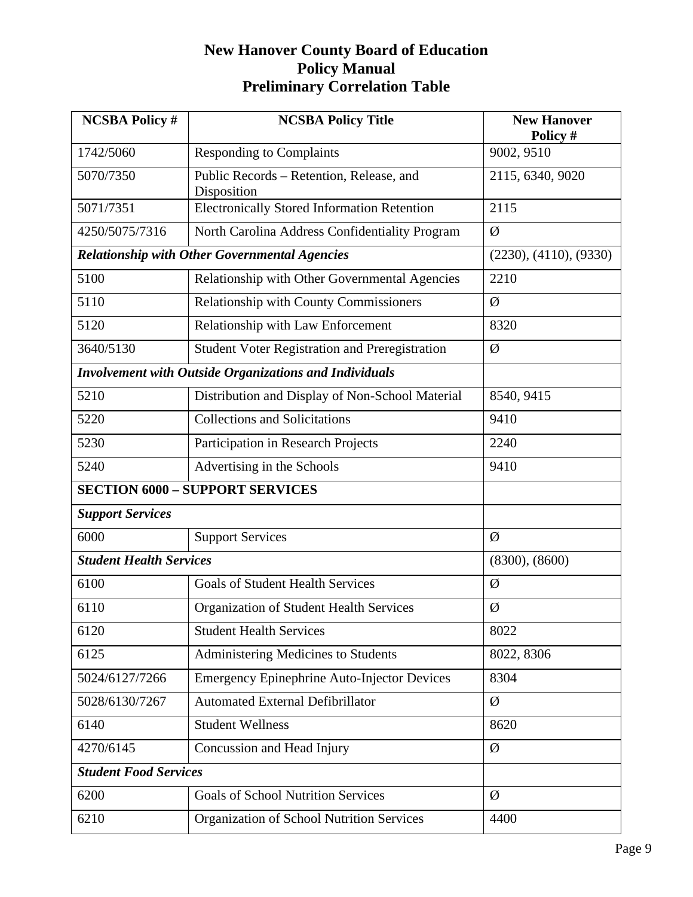# New Hanover County Board of Education
## Policy Manual
## Preliminary Correlation Table

| NCSBA Policy # | NCSBA Policy Title | New Hanover Policy # |
|---|---|---|
| 1742/5060 | Responding to Complaints | 9002, 9510 |
| 5070/7350 | Public Records – Retention, Release, and Disposition | 2115, 6340, 9020 |
| 5071/7351 | Electronically Stored Information Retention | 2115 |
| 4250/5075/7316 | North Carolina Address Confidentiality Program | Ø |
| ***Relationship with Other Governmental Agencies*** | | (2230), (4110), (9330) |
| 5100 | Relationship with Other Governmental Agencies | 2210 |
| 5110 | Relationship with County Commissioners | Ø |
| 5120 | Relationship with Law Enforcement | 8320 |
| 3640/5130 | Student Voter Registration and Preregistration | Ø |
| ***Involvement with Outside Organizations and Individuals*** | | |
| 5210 | Distribution and Display of Non-School Material | 8540, 9415 |
| 5220 | Collections and Solicitations | 9410 |
| 5230 | Participation in Research Projects | 2240 |
| 5240 | Advertising in the Schools | 9410 |
| **SECTION 6000 – SUPPORT SERVICES** | | |
| ***Support Services*** | | |
| 6000 | Support Services | Ø |
| ***Student Health Services*** | | (8300), (8600) |
| 6100 | Goals of Student Health Services | Ø |
| 6110 | Organization of Student Health Services | Ø |
| 6120 | Student Health Services | 8022 |
| 6125 | Administering Medicines to Students | 8022, 8306 |
| 5024/6127/7266 | Emergency Epinephrine Auto-Injector Devices | 8304 |
| 5028/6130/7267 | Automated External Defibrillator | Ø |
| 6140 | Student Wellness | 8620 |
| 4270/6145 | Concussion and Head Injury | Ø |
| ***Student Food Services*** | | |
| 6200 | Goals of School Nutrition Services | Ø |
| 6210 | Organization of School Nutrition Services | 4400 |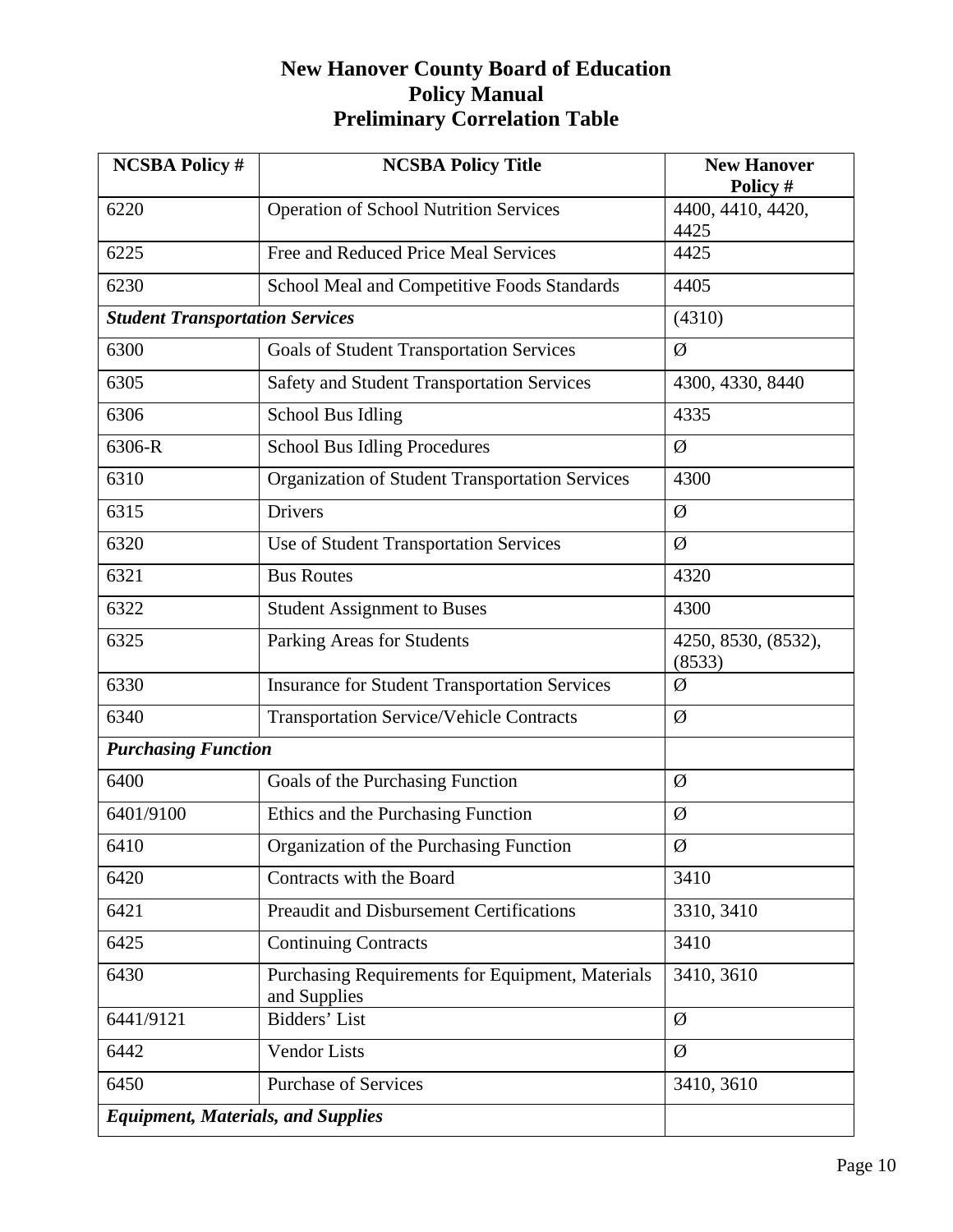# New Hanover County Board of Education
## Policy Manual
## Preliminary Correlation Table

| NCSBA Policy # | NCSBA Policy Title | New Hanover Policy # |
|---|---|---|
| 6220 | Operation of School Nutrition Services | 4400, 4410, 4420, 4425 |
| 6225 | Free and Reduced Price Meal Services | 4425 |
| 6230 | School Meal and Competitive Foods Standards | 4405 |
| ***Student Transportation Services*** | | (4310) |
| 6300 | Goals of Student Transportation Services | Ø |
| 6305 | Safety and Student Transportation Services | 4300, 4330, 8440 |
| 6306 | School Bus Idling | 4335 |
| 6306-R | School Bus Idling Procedures | Ø |
| 6310 | Organization of Student Transportation Services | 4300 |
| 6315 | Drivers | Ø |
| 6320 | Use of Student Transportation Services | Ø |
| 6321 | Bus Routes | 4320 |
| 6322 | Student Assignment to Buses | 4300 |
| 6325 | Parking Areas for Students | 4250, 8530, (8532), (8533) |
| 6330 | Insurance for Student Transportation Services | Ø |
| 6340 | Transportation Service/Vehicle Contracts | Ø |
| ***Purchasing Function*** | | |
| 6400 | Goals of the Purchasing Function | Ø |
| 6401/9100 | Ethics and the Purchasing Function | Ø |
| 6410 | Organization of the Purchasing Function | Ø |
| 6420 | Contracts with the Board | 3410 |
| 6421 | Preaudit and Disbursement Certifications | 3310, 3410 |
| 6425 | Continuing Contracts | 3410 |
| 6430 | Purchasing Requirements for Equipment, Materials and Supplies | 3410, 3610 |
| 6441/9121 | Bidders' List | Ø |
| 6442 | Vendor Lists | Ø |
| 6450 | Purchase of Services | 3410, 3610 |
| ***Equipment, Materials, and Supplies*** | | |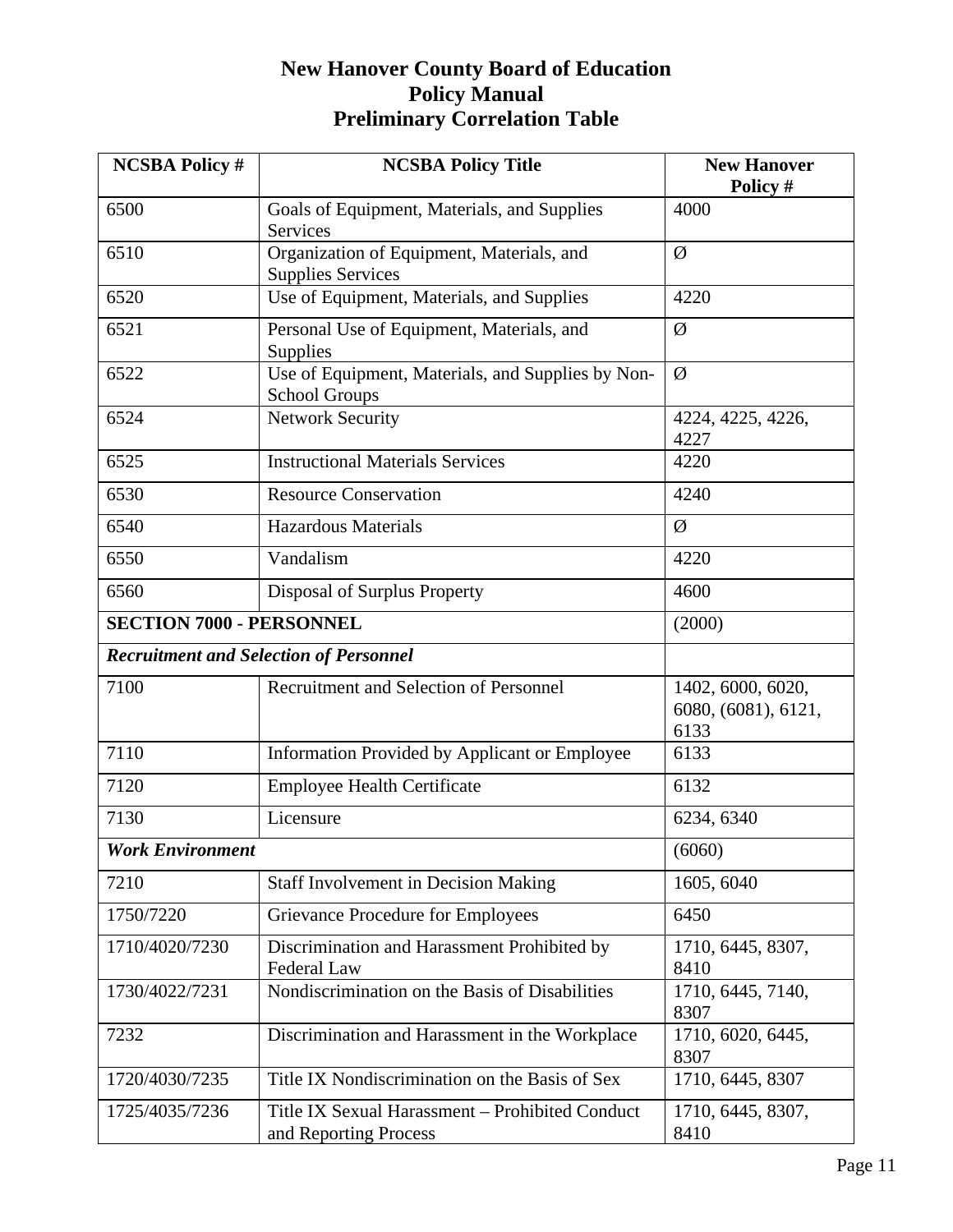# New Hanover County Board of Education
## Policy Manual
## Preliminary Correlation Table

| NCSBA Policy # | NCSBA Policy Title | New Hanover Policy # |
|---|---|---|
| 6500 | Goals of Equipment, Materials, and Supplies Services | 4000 |
| 6510 | Organization of Equipment, Materials, and Supplies Services | Ø |
| 6520 | Use of Equipment, Materials, and Supplies | 4220 |
| 6521 | Personal Use of Equipment, Materials, and Supplies | Ø |
| 6522 | Use of Equipment, Materials, and Supplies by Non-School Groups | Ø |
| 6524 | Network Security | 4224, 4225, 4226, 4227 |
| 6525 | Instructional Materials Services | 4220 |
| 6530 | Resource Conservation | 4240 |
| 6540 | Hazardous Materials | Ø |
| 6550 | Vandalism | 4220 |
| 6560 | Disposal of Surplus Property | 4600 |
| **SECTION 7000 - PERSONNEL** | | (2000) |
| ***Recruitment and Selection of Personnel*** | | |
| 7100 | Recruitment and Selection of Personnel | 1402, 6000, 6020, 6080, (6081), 6121, 6133 |
| 7110 | Information Provided by Applicant or Employee | 6133 |
| 7120 | Employee Health Certificate | 6132 |
| 7130 | Licensure | 6234, 6340 |
| ***Work Environment*** | | (6060) |
| 7210 | Staff Involvement in Decision Making | 1605, 6040 |
| 1750/7220 | Grievance Procedure for Employees | 6450 |
| 1710/4020/7230 | Discrimination and Harassment Prohibited by Federal Law | 1710, 6445, 8307, 8410 |
| 1730/4022/7231 | Nondiscrimination on the Basis of Disabilities | 1710, 6445, 7140, 8307 |
| 7232 | Discrimination and Harassment in the Workplace | 1710, 6020, 6445, 8307 |
| 1720/4030/7235 | Title IX Nondiscrimination on the Basis of Sex | 1710, 6445, 8307 |
| 1725/4035/7236 | Title IX Sexual Harassment – Prohibited Conduct and Reporting Process | 1710, 6445, 8307, 8410 |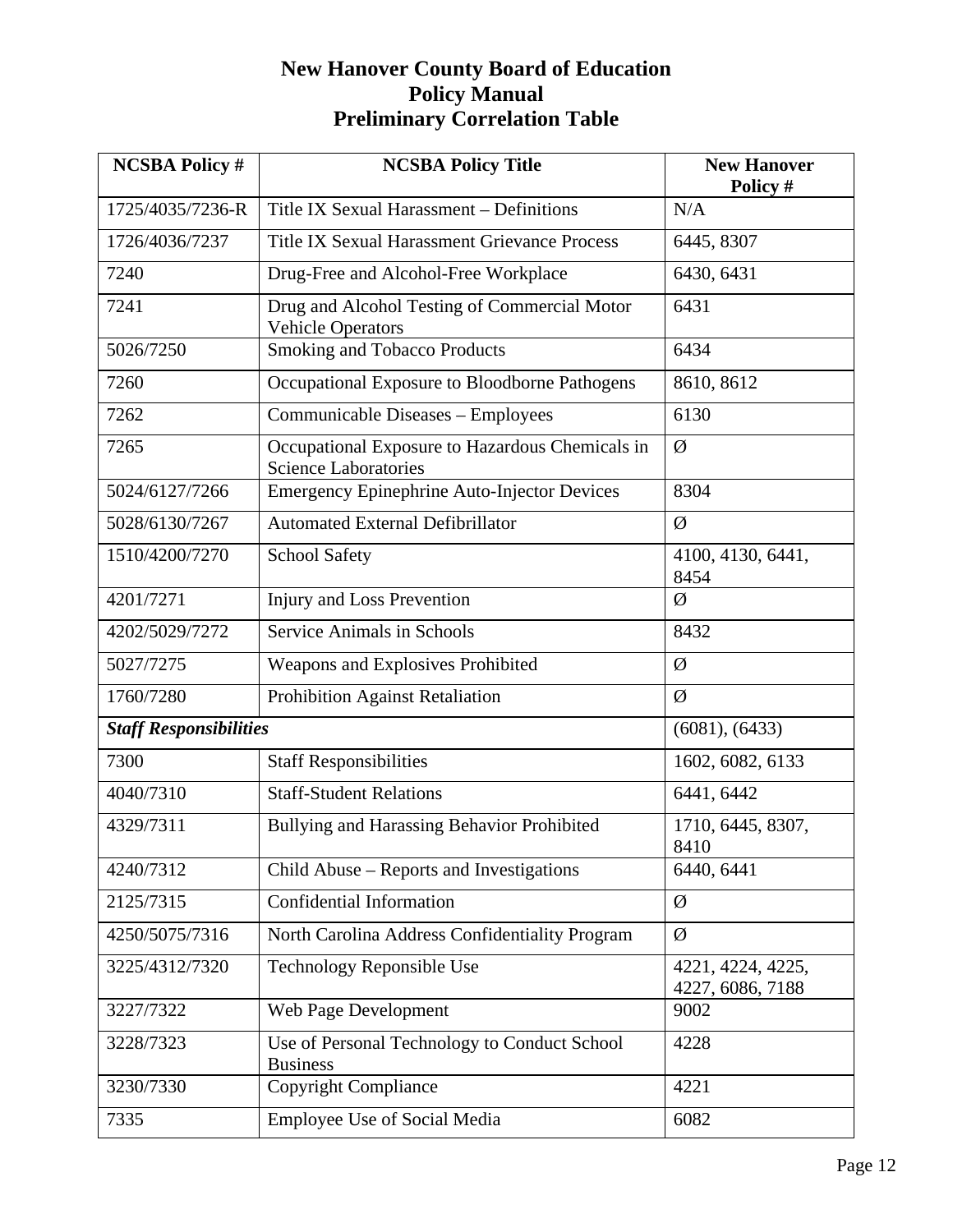# New Hanover County Board of Education
## Policy Manual
## Preliminary Correlation Table

| NCSBA Policy # | NCSBA Policy Title | New Hanover Policy # |
|---|---|---|
| 1725/4035/7236-R | Title IX Sexual Harassment – Definitions | N/A |
| 1726/4036/7237 | Title IX Sexual Harassment Grievance Process | 6445, 8307 |
| 7240 | Drug-Free and Alcohol-Free Workplace | 6430, 6431 |
| 7241 | Drug and Alcohol Testing of Commercial Motor Vehicle Operators | 6431 |
| 5026/7250 | Smoking and Tobacco Products | 6434 |
| 7260 | Occupational Exposure to Bloodborne Pathogens | 8610, 8612 |
| 7262 | Communicable Diseases – Employees | 6130 |
| 7265 | Occupational Exposure to Hazardous Chemicals in Science Laboratories | Ø |
| 5024/6127/7266 | Emergency Epinephrine Auto-Injector Devices | 8304 |
| 5028/6130/7267 | Automated External Defibrillator | Ø |
| 1510/4200/7270 | School Safety | 4100, 4130, 6441, 8454 |
| 4201/7271 | Injury and Loss Prevention | Ø |
| 4202/5029/7272 | Service Animals in Schools | 8432 |
| 5027/7275 | Weapons and Explosives Prohibited | Ø |
| 1760/7280 | Prohibition Against Retaliation | Ø |
| ***Staff Responsibilities*** | | (6081), (6433) |
| 7300 | Staff Responsibilities | 1602, 6082, 6133 |
| 4040/7310 | Staff-Student Relations | 6441, 6442 |
| 4329/7311 | Bullying and Harassing Behavior Prohibited | 1710, 6445, 8307, 8410 |
| 4240/7312 | Child Abuse – Reports and Investigations | 6440, 6441 |
| 2125/7315 | Confidential Information | Ø |
| 4250/5075/7316 | North Carolina Address Confidentiality Program | Ø |
| 3225/4312/7320 | Technology Reponsible Use | 4221, 4224, 4225, 4227, 6086, 7188 |
| 3227/7322 | Web Page Development | 9002 |
| 3228/7323 | Use of Personal Technology to Conduct School Business | 4228 |
| 3230/7330 | Copyright Compliance | 4221 |
| 7335 | Employee Use of Social Media | 6082 |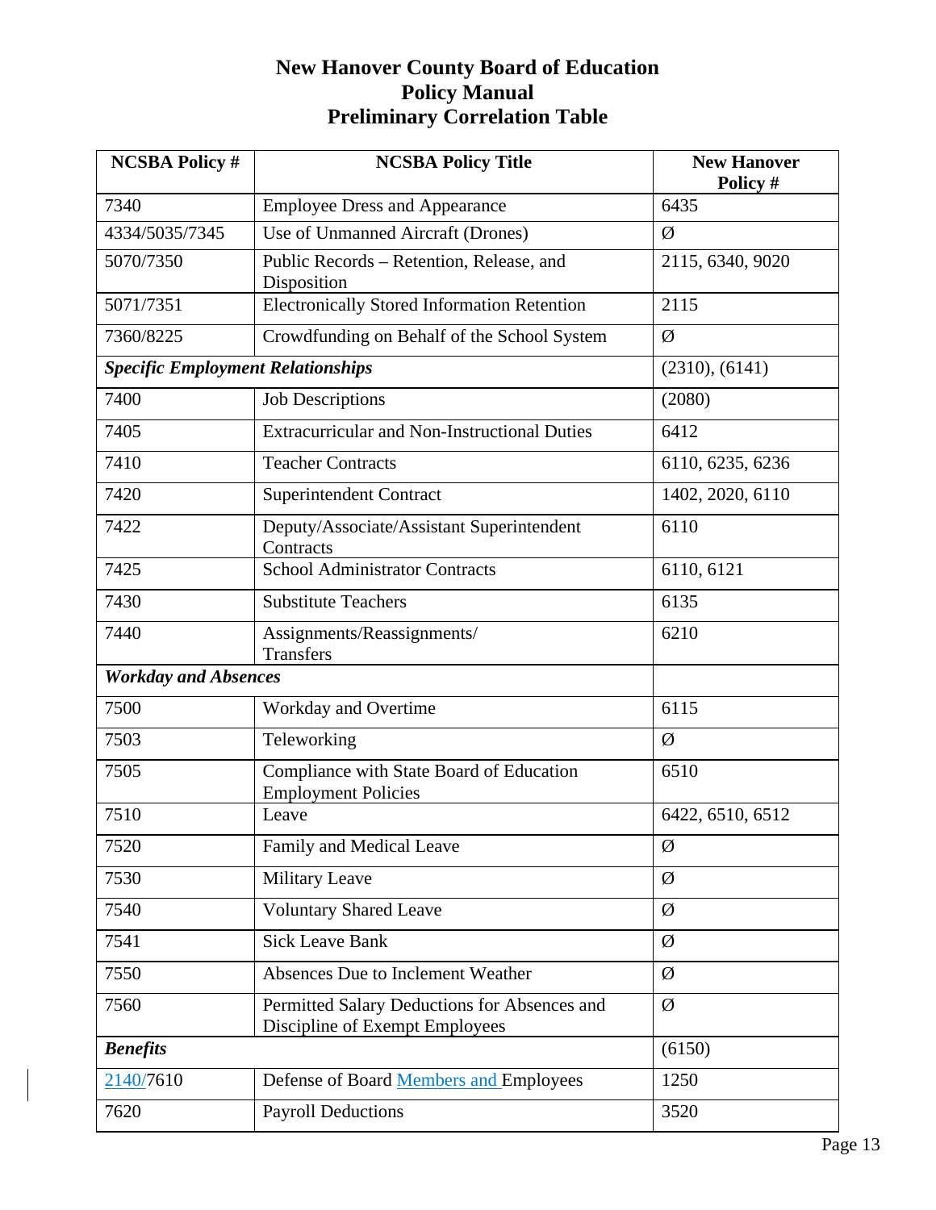# New Hanover County Board of Education
# Policy Manual
# Preliminary Correlation Table

| NCSBA Policy # | NCSBA Policy Title | New Hanover Policy # |
|---|---|---|
| 7340 | Employee Dress and Appearance | 6435 |
| 4334/5035/7345 | Use of Unmanned Aircraft (Drones) | Ø |
| 5070/7350 | Public Records – Retention, Release, and Disposition | 2115, 6340, 9020 |
| 5071/7351 | Electronically Stored Information Retention | 2115 |
| 7360/8225 | Crowdfunding on Behalf of the School System | Ø |
| ***Specific Employment Relationships*** | | (2310), (6141) |
| 7400 | Job Descriptions | (2080) |
| 7405 | Extracurricular and Non-Instructional Duties | 6412 |
| 7410 | Teacher Contracts | 6110, 6235, 6236 |
| 7420 | Superintendent Contract | 1402, 2020, 6110 |
| 7422 | Deputy/Associate/Assistant Superintendent Contracts | 6110 |
| 7425 | School Administrator Contracts | 6110, 6121 |
| 7430 | Substitute Teachers | 6135 |
| 7440 | Assignments/Reassignments/ Transfers | 6210 |
| ***Workday and Absences*** | | |
| 7500 | Workday and Overtime | 6115 |
| 7503 | Teleworking | Ø |
| 7505 | Compliance with State Board of Education Employment Policies | 6510 |
| 7510 | Leave | 6422, 6510, 6512 |
| 7520 | Family and Medical Leave | Ø |
| 7530 | Military Leave | Ø |
| 7540 | Voluntary Shared Leave | Ø |
| 7541 | Sick Leave Bank | Ø |
| 7550 | Absences Due to Inclement Weather | Ø |
| 7560 | Permitted Salary Deductions for Absences and Discipline of Exempt Employees | Ø |
| ***Benefits*** | | (6150) |
| 2140/7610 | Defense of Board Members and Employees | 1250 |
| 7620 | Payroll Deductions | 3520 |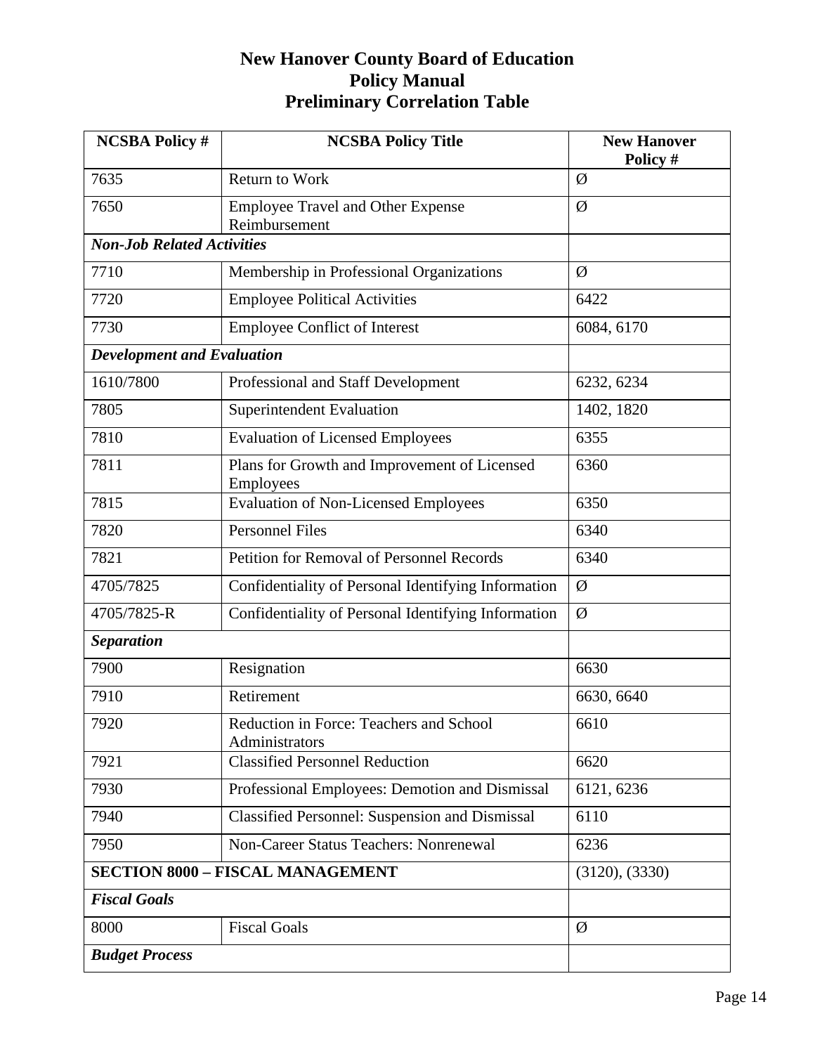# New Hanover County Board of Education
## Policy Manual
## Preliminary Correlation Table

| NCSBA Policy # | NCSBA Policy Title | New Hanover Policy # |
|---|---|---|
| 7635 | Return to Work | Ø |
| 7650 | Employee Travel and Other Expense Reimbursement | Ø |
| ***Non-Job Related Activities*** | | |
| 7710 | Membership in Professional Organizations | Ø |
| 7720 | Employee Political Activities | 6422 |
| 7730 | Employee Conflict of Interest | 6084, 6170 |
| ***Development and Evaluation*** | | |
| 1610/7800 | Professional and Staff Development | 6232, 6234 |
| 7805 | Superintendent Evaluation | 1402, 1820 |
| 7810 | Evaluation of Licensed Employees | 6355 |
| 7811 | Plans for Growth and Improvement of Licensed Employees | 6360 |
| 7815 | Evaluation of Non-Licensed Employees | 6350 |
| 7820 | Personnel Files | 6340 |
| 7821 | Petition for Removal of Personnel Records | 6340 |
| 4705/7825 | Confidentiality of Personal Identifying Information | Ø |
| 4705/7825-R | Confidentiality of Personal Identifying Information | Ø |
| ***Separation*** | | |
| 7900 | Resignation | 6630 |
| 7910 | Retirement | 6630, 6640 |
| 7920 | Reduction in Force: Teachers and School Administrators | 6610 |
| 7921 | Classified Personnel Reduction | 6620 |
| 7930 | Professional Employees: Demotion and Dismissal | 6121, 6236 |
| 7940 | Classified Personnel: Suspension and Dismissal | 6110 |
| 7950 | Non-Career Status Teachers: Nonrenewal | 6236 |
| **SECTION 8000 – FISCAL MANAGEMENT** | | (3120), (3330) |
| ***Fiscal Goals*** | | |
| 8000 | Fiscal Goals | Ø |
| ***Budget Process*** | | |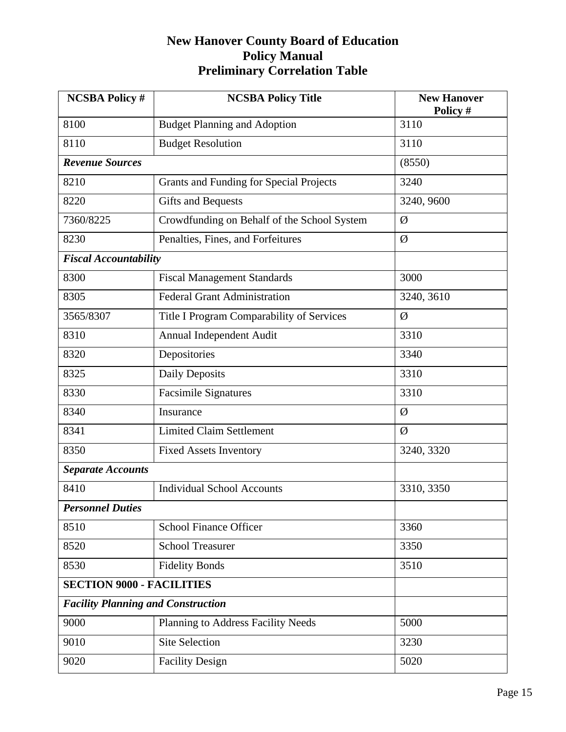# New Hanover County Board of Education
## Policy Manual
## Preliminary Correlation Table

| NCSBA Policy # | NCSBA Policy Title | New Hanover Policy # |
|---|---|---|
| 8100 | Budget Planning and Adoption | 3110 |
| 8110 | Budget Resolution | 3110 |
| ***Revenue Sources*** | | (8550) |
| 8210 | Grants and Funding for Special Projects | 3240 |
| 8220 | Gifts and Bequests | 3240, 9600 |
| 7360/8225 | Crowdfunding on Behalf of the School System | Ø |
| 8230 | Penalties, Fines, and Forfeitures | Ø |
| ***Fiscal Accountability*** | | |
| 8300 | Fiscal Management Standards | 3000 |
| 8305 | Federal Grant Administration | 3240, 3610 |
| 3565/8307 | Title I Program Comparability of Services | Ø |
| 8310 | Annual Independent Audit | 3310 |
| 8320 | Depositories | 3340 |
| 8325 | Daily Deposits | 3310 |
| 8330 | Facsimile Signatures | 3310 |
| 8340 | Insurance | Ø |
| 8341 | Limited Claim Settlement | Ø |
| 8350 | Fixed Assets Inventory | 3240, 3320 |
| ***Separate Accounts*** | | |
| 8410 | Individual School Accounts | 3310, 3350 |
| ***Personnel Duties*** | | |
| 8510 | School Finance Officer | 3360 |
| 8520 | School Treasurer | 3350 |
| 8530 | Fidelity Bonds | 3510 |
| **SECTION 9000 - FACILITIES** | | |
| ***Facility Planning and Construction*** | | |
| 9000 | Planning to Address Facility Needs | 5000 |
| 9010 | Site Selection | 3230 |
| 9020 | Facility Design | 5020 |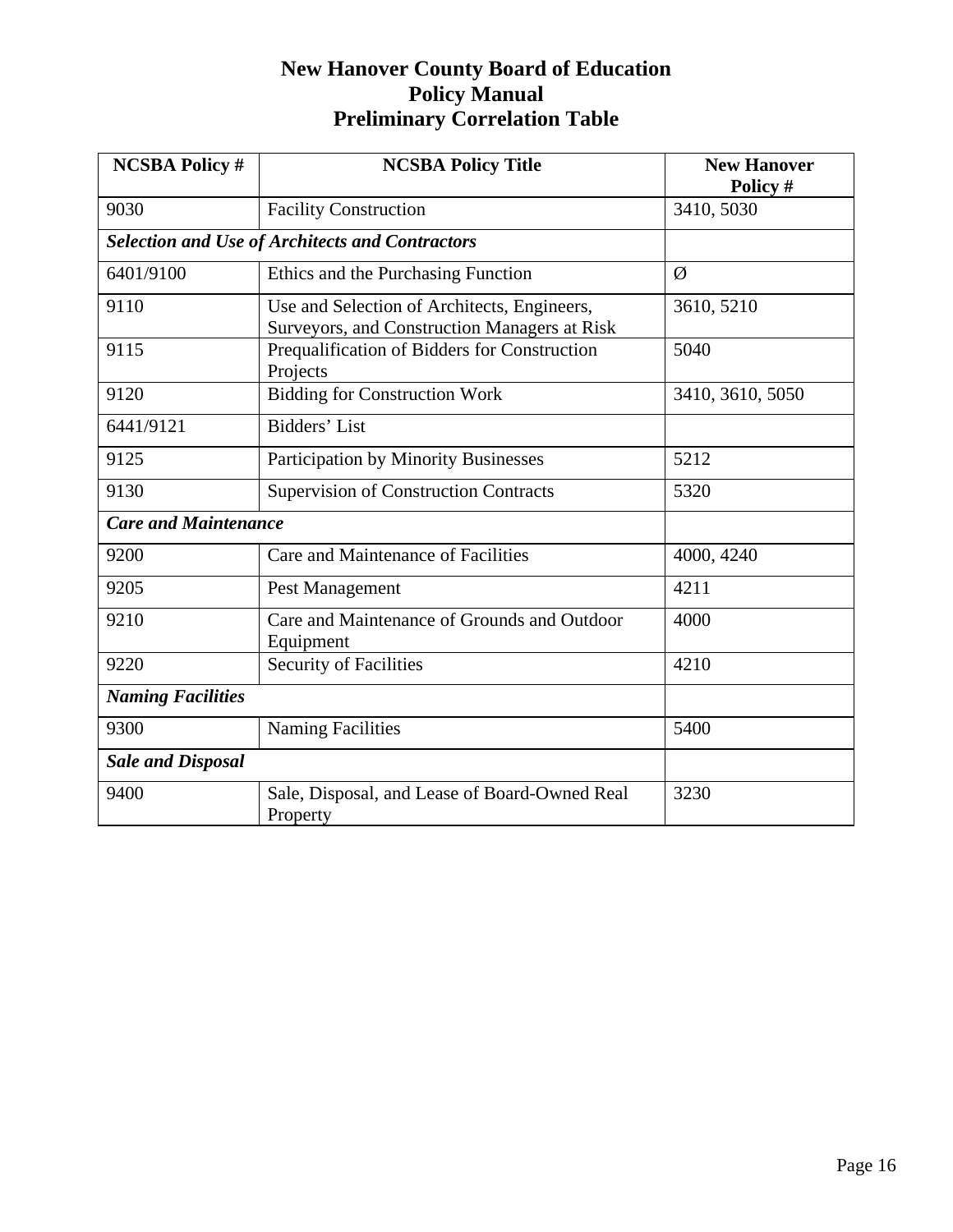# New Hanover County Board of Education
## Policy Manual
## Preliminary Correlation Table

| NCSBA Policy # | NCSBA Policy Title | New Hanover Policy # |
|---|---|---|
| 9030 | Facility Construction | 3410, 5030 |
| ***Selection and Use of Architects and Contractors*** | | |
| 6401/9100 | Ethics and the Purchasing Function | Ø |
| 9110 | Use and Selection of Architects, Engineers, Surveyors, and Construction Managers at Risk | 3610, 5210 |
| 9115 | Prequalification of Bidders for Construction Projects | 5040 |
| 9120 | Bidding for Construction Work | 3410, 3610, 5050 |
| 6441/9121 | Bidders' List | |
| 9125 | Participation by Minority Businesses | 5212 |
| 9130 | Supervision of Construction Contracts | 5320 |
| ***Care and Maintenance*** | | |
| 9200 | Care and Maintenance of Facilities | 4000, 4240 |
| 9205 | Pest Management | 4211 |
| 9210 | Care and Maintenance of Grounds and Outdoor Equipment | 4000 |
| 9220 | Security of Facilities | 4210 |
| ***Naming Facilities*** | | |
| 9300 | Naming Facilities | 5400 |
| ***Sale and Disposal*** | | |
| 9400 | Sale, Disposal, and Lease of Board-Owned Real Property | 3230 |